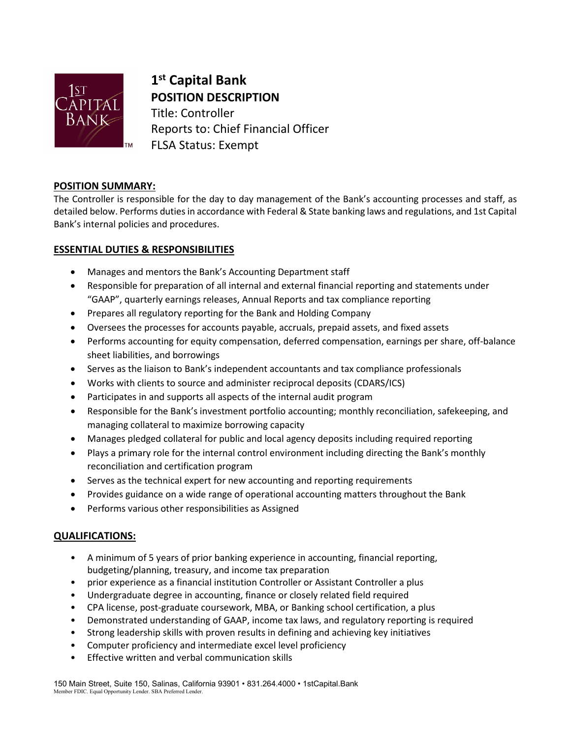# 1st Capital Bank

## POSITION DESCRIPTION

Title: Controller
Reports to: Chief Financial Officer
FLSA Status: Exempt

### POSITION SUMMARY:

The Controller is responsible for the day to day management of the Bank's accounting processes and staff, as detailed below. Performs duties in accordance with Federal & State banking laws and regulations, and 1st Capital Bank's internal policies and procedures.

### ESSENTIAL DUTIES & RESPONSIBILITIES

- Manages and mentors the Bank's Accounting Department staff
- Responsible for preparation of all internal and external financial reporting and statements under "GAAP", quarterly earnings releases, Annual Reports and tax compliance reporting
- Prepares all regulatory reporting for the Bank and Holding Company
- Oversees the processes for accounts payable, accruals, prepaid assets, and fixed assets
- Performs accounting for equity compensation, deferred compensation, earnings per share, off-balance sheet liabilities, and borrowings
- Serves as the liaison to Bank's independent accountants and tax compliance professionals
- Works with clients to source and administer reciprocal deposits (CDARS/ICS)
- Participates in and supports all aspects of the internal audit program
- Responsible for the Bank's investment portfolio accounting; monthly reconciliation, safekeeping, and managing collateral to maximize borrowing capacity
- Manages pledged collateral for public and local agency deposits including required reporting
- Plays a primary role for the internal control environment including directing the Bank's monthly reconciliation and certification program
- Serves as the technical expert for new accounting and reporting requirements
- Provides guidance on a wide range of operational accounting matters throughout the Bank
- Performs various other responsibilities as Assigned

### QUALIFICATIONS:

- A minimum of 5 years of prior banking experience in accounting, financial reporting, budgeting/planning, treasury, and income tax preparation
- prior experience as a financial institution Controller or Assistant Controller a plus
- Undergraduate degree in accounting, finance or closely related field required
- CPA license, post-graduate coursework, MBA, or Banking school certification, a plus
- Demonstrated understanding of GAAP, income tax laws, and regulatory reporting is required
- Strong leadership skills with proven results in defining and achieving key initiatives
- Computer proficiency and intermediate excel level proficiency
- Effective written and verbal communication skills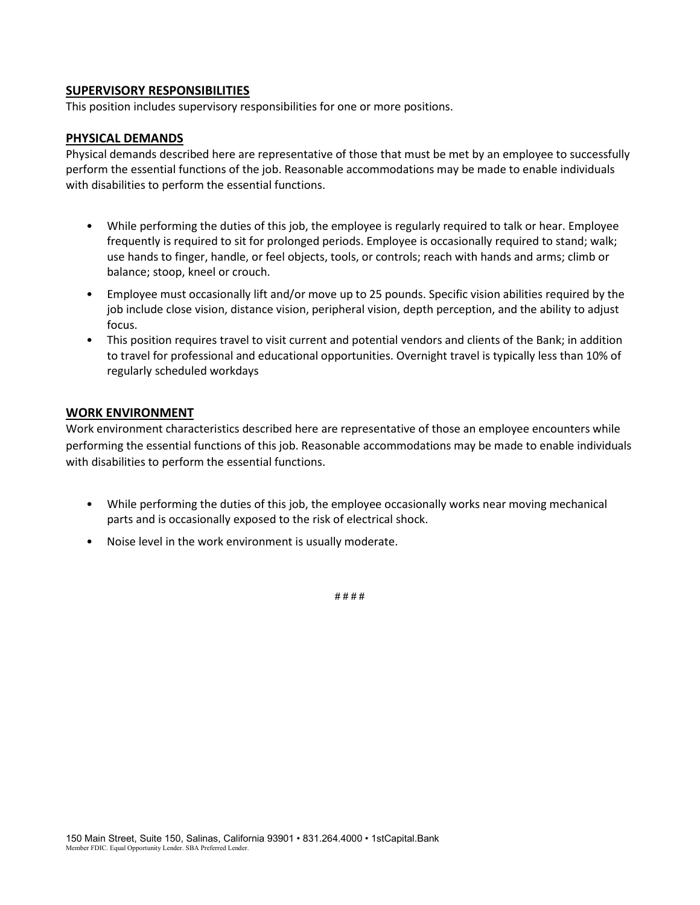## SUPERVISORY RESPONSIBILITIES

This position includes supervisory responsibilities for one or more positions.

## PHYSICAL DEMANDS

Physical demands described here are representative of those that must be met by an employee to successfully perform the essential functions of the job. Reasonable accommodations may be made to enable individuals with disabilities to perform the essential functions.

- While performing the duties of this job, the employee is regularly required to talk or hear. Employee frequently is required to sit for prolonged periods. Employee is occasionally required to stand; walk; use hands to finger, handle, or feel objects, tools, or controls; reach with hands and arms; climb or balance; stoop, kneel or crouch.
- Employee must occasionally lift and/or move up to 25 pounds. Specific vision abilities required by the job include close vision, distance vision, peripheral vision, depth perception, and the ability to adjust focus.
- This position requires travel to visit current and potential vendors and clients of the Bank; in addition to travel for professional and educational opportunities. Overnight travel is typically less than 10% of regularly scheduled workdays

## WORK ENVIRONMENT

Work environment characteristics described here are representative of those an employee encounters while performing the essential functions of this job. Reasonable accommodations may be made to enable individuals with disabilities to perform the essential functions.

- While performing the duties of this job, the employee occasionally works near moving mechanical parts and is occasionally exposed to the risk of electrical shock.
- Noise level in the work environment is usually moderate.

# # # #